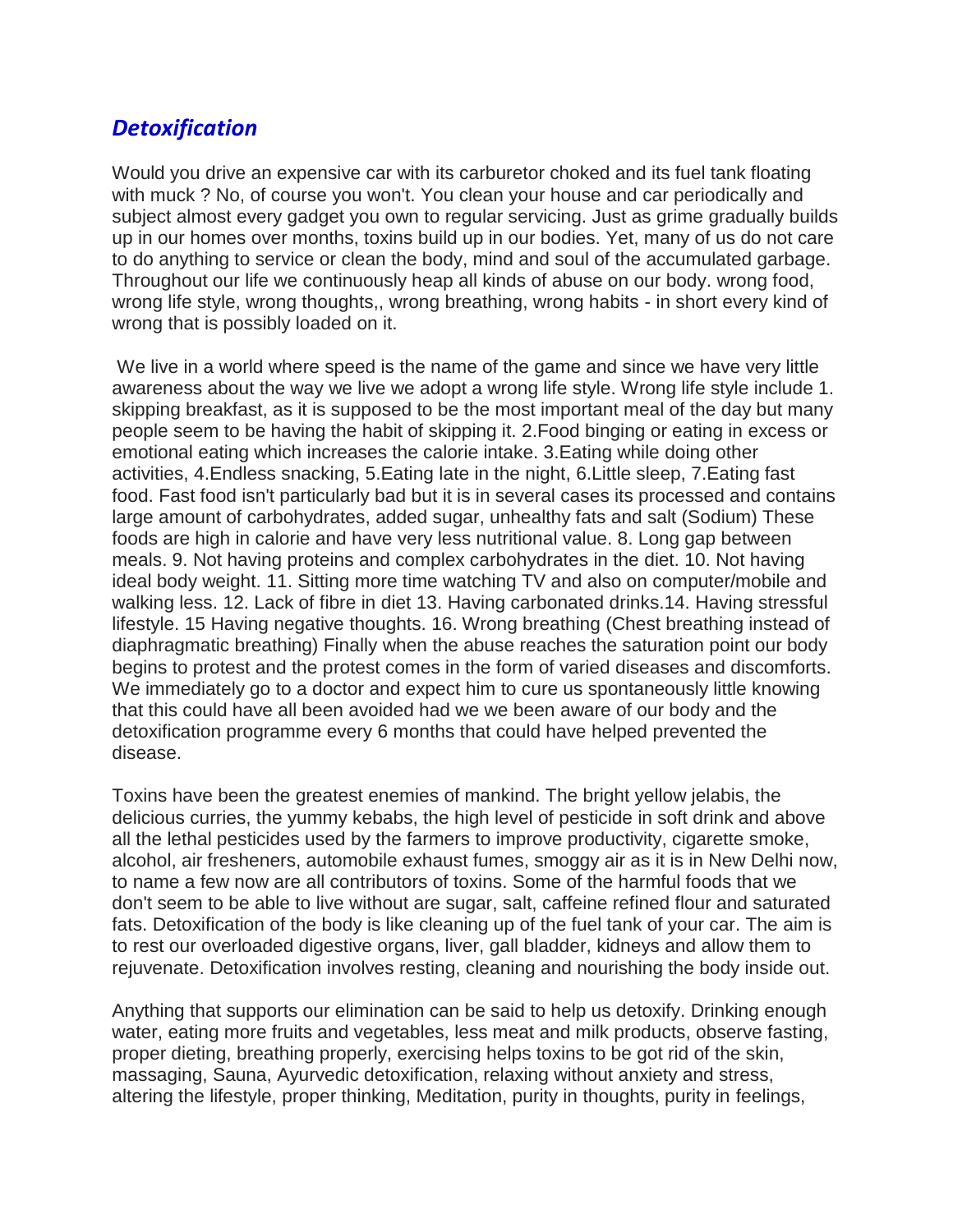## *Detoxification*

Would you drive an expensive car with its carburetor choked and its fuel tank floating with muck ? No, of course you won't. You clean your house and car periodically and subject almost every gadget you own to regular servicing. Just as grime gradually builds up in our homes over months, toxins build up in our bodies. Yet, many of us do not care to do anything to service or clean the body, mind and soul of the accumulated garbage. Throughout our life we continuously heap all kinds of abuse on our body. wrong food, wrong life style, wrong thoughts,, wrong breathing, wrong habits - in short every kind of wrong that is possibly loaded on it.

We live in a world where speed is the name of the game and since we have very little awareness about the way we live we adopt a wrong life style. Wrong life style include 1. skipping breakfast, as it is supposed to be the most important meal of the day but many people seem to be having the habit of skipping it. 2.Food binging or eating in excess or emotional eating which increases the calorie intake. 3.Eating while doing other activities, 4.Endless snacking, 5.Eating late in the night, 6.Little sleep, 7.Eating fast food. Fast food isn't particularly bad but it is in several cases its processed and contains large amount of carbohydrates, added sugar, unhealthy fats and salt (Sodium) These foods are high in calorie and have very less nutritional value. 8. Long gap between meals. 9. Not having proteins and complex carbohydrates in the diet. 10. Not having ideal body weight. 11. Sitting more time watching TV and also on computer/mobile and walking less. 12. Lack of fibre in diet 13. Having carbonated drinks.14. Having stressful lifestyle. 15 Having negative thoughts. 16. Wrong breathing (Chest breathing instead of diaphragmatic breathing) Finally when the abuse reaches the saturation point our body begins to protest and the protest comes in the form of varied diseases and discomforts. We immediately go to a doctor and expect him to cure us spontaneously little knowing that this could have all been avoided had we we been aware of our body and the detoxification programme every 6 months that could have helped prevented the disease.

Toxins have been the greatest enemies of mankind. The bright yellow jelabis, the delicious curries, the yummy kebabs, the high level of pesticide in soft drink and above all the lethal pesticides used by the farmers to improve productivity, cigarette smoke, alcohol, air fresheners, automobile exhaust fumes, smoggy air as it is in New Delhi now, to name a few now are all contributors of toxins. Some of the harmful foods that we don't seem to be able to live without are sugar, salt, caffeine refined flour and saturated fats. Detoxification of the body is like cleaning up of the fuel tank of your car. The aim is to rest our overloaded digestive organs, liver, gall bladder, kidneys and allow them to rejuvenate. Detoxification involves resting, cleaning and nourishing the body inside out.

Anything that supports our elimination can be said to help us detoxify. Drinking enough water, eating more fruits and vegetables, less meat and milk products, observe fasting, proper dieting, breathing properly, exercising helps toxins to be got rid of the skin, massaging, Sauna, Ayurvedic detoxification, relaxing without anxiety and stress, altering the lifestyle, proper thinking, Meditation, purity in thoughts, purity in feelings,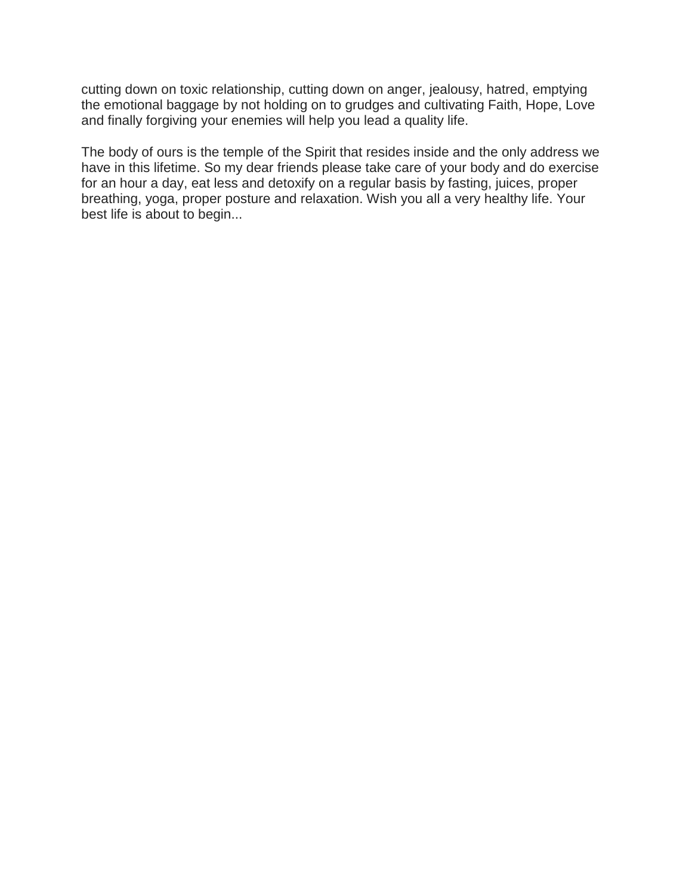cutting down on toxic relationship, cutting down on anger, jealousy, hatred, emptying the emotional baggage by not holding on to grudges and cultivating Faith, Hope, Love and finally forgiving your enemies will help you lead a quality life.

The body of ours is the temple of the Spirit that resides inside and the only address we have in this lifetime. So my dear friends please take care of your body and do exercise for an hour a day, eat less and detoxify on a regular basis by fasting, juices, proper breathing, yoga, proper posture and relaxation. Wish you all a very healthy life. Your best life is about to begin...